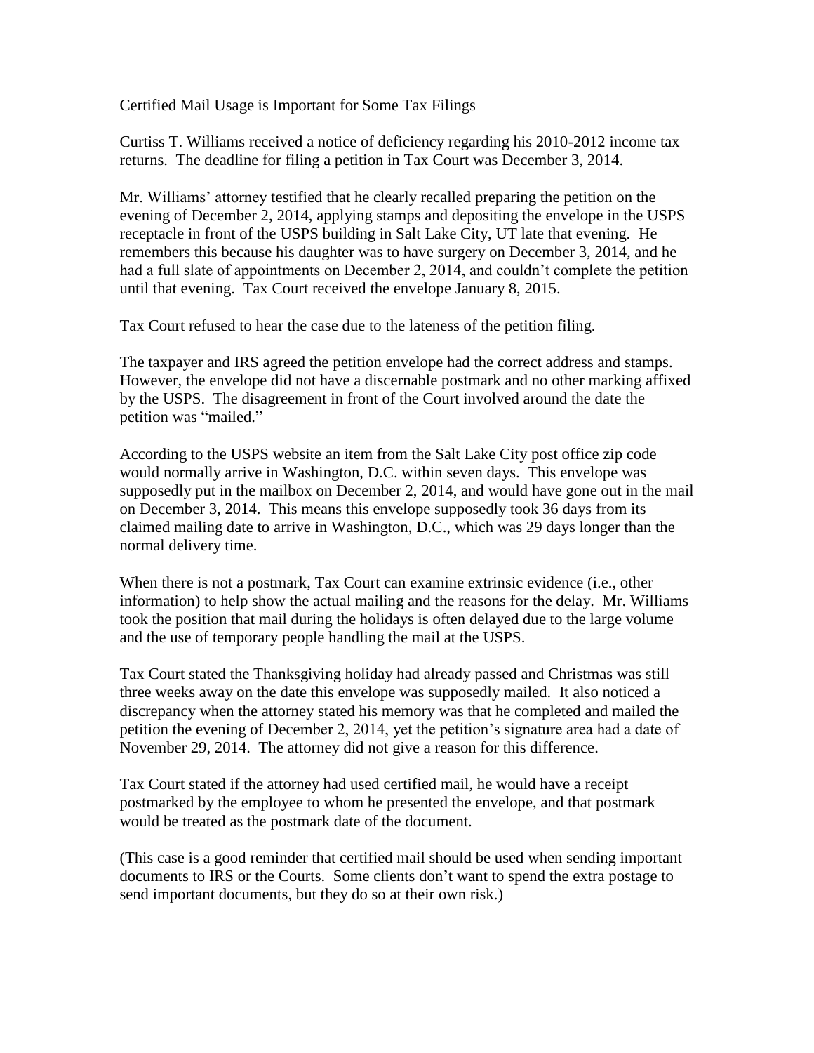# Certified Mail Usage is Important for Some Tax Filings

Curtiss T. Williams received a notice of deficiency regarding his 2010-2012 income tax returns. The deadline for filing a petition in Tax Court was December 3, 2014.

Mr. Williams' attorney testified that he clearly recalled preparing the petition on the evening of December 2, 2014, applying stamps and depositing the envelope in the USPS receptacle in front of the USPS building in Salt Lake City, UT late that evening. He remembers this because his daughter was to have surgery on December 3, 2014, and he had a full slate of appointments on December 2, 2014, and couldn't complete the petition until that evening. Tax Court received the envelope January 8, 2015.

Tax Court refused to hear the case due to the lateness of the petition filing.

The taxpayer and IRS agreed the petition envelope had the correct address and stamps. However, the envelope did not have a discernable postmark and no other marking affixed by the USPS. The disagreement in front of the Court involved around the date the petition was "mailed."

According to the USPS website an item from the Salt Lake City post office zip code would normally arrive in Washington, D.C. within seven days. This envelope was supposedly put in the mailbox on December 2, 2014, and would have gone out in the mail on December 3, 2014. This means this envelope supposedly took 36 days from its claimed mailing date to arrive in Washington, D.C., which was 29 days longer than the normal delivery time.

When there is not a postmark, Tax Court can examine extrinsic evidence (i.e., other information) to help show the actual mailing and the reasons for the delay. Mr. Williams took the position that mail during the holidays is often delayed due to the large volume and the use of temporary people handling the mail at the USPS.

Tax Court stated the Thanksgiving holiday had already passed and Christmas was still three weeks away on the date this envelope was supposedly mailed. It also noticed a discrepancy when the attorney stated his memory was that he completed and mailed the petition the evening of December 2, 2014, yet the petition's signature area had a date of November 29, 2014. The attorney did not give a reason for this difference.

Tax Court stated if the attorney had used certified mail, he would have a receipt postmarked by the employee to whom he presented the envelope, and that postmark would be treated as the postmark date of the document.

(This case is a good reminder that certified mail should be used when sending important documents to IRS or the Courts. Some clients don't want to spend the extra postage to send important documents, but they do so at their own risk.)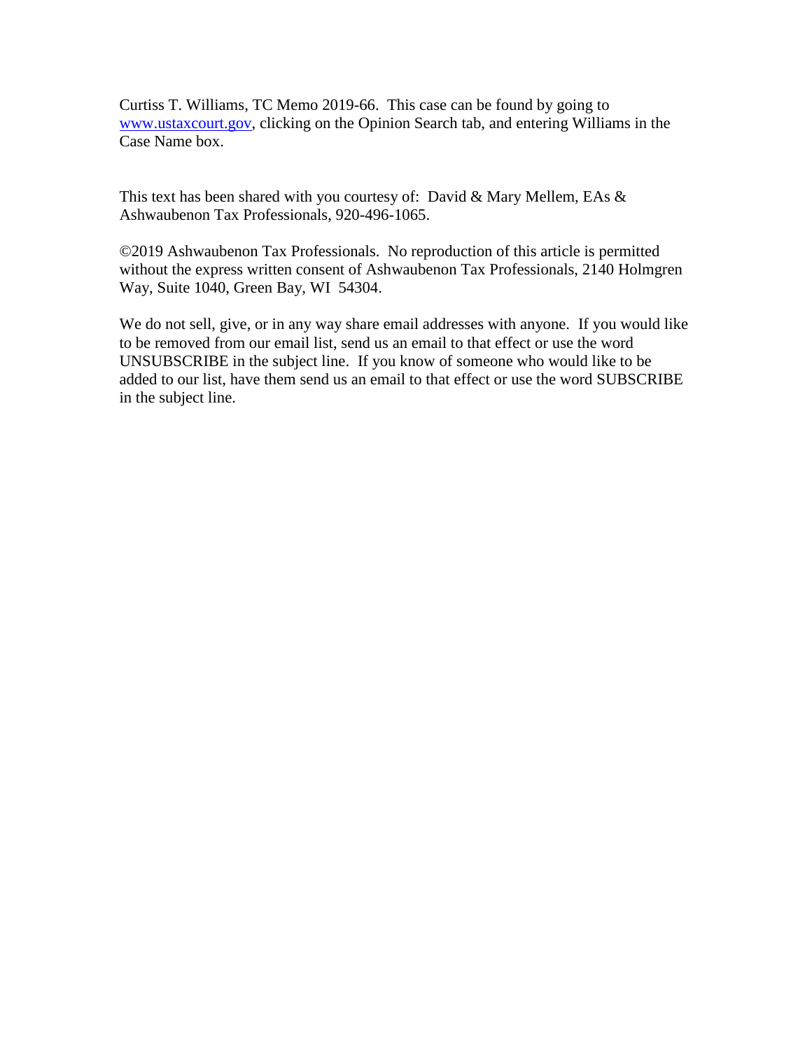Curtiss T. Williams, TC Memo 2019-66. This case can be found by going to www.ustaxcourt.gov, clicking on the Opinion Search tab, and entering Williams in the Case Name box.

This text has been shared with you courtesy of: David & Mary Mellem, EAs & Ashwaubenon Tax Professionals, 920-496-1065.

©2019 Ashwaubenon Tax Professionals. No reproduction of this article is permitted without the express written consent of Ashwaubenon Tax Professionals, 2140 Holmgren Way, Suite 1040, Green Bay, WI 54304.

We do not sell, give, or in any way share email addresses with anyone. If you would like to be removed from our email list, send us an email to that effect or use the word UNSUBSCRIBE in the subject line. If you know of someone who would like to be added to our list, have them send us an email to that effect or use the word SUBSCRIBE in the subject line.